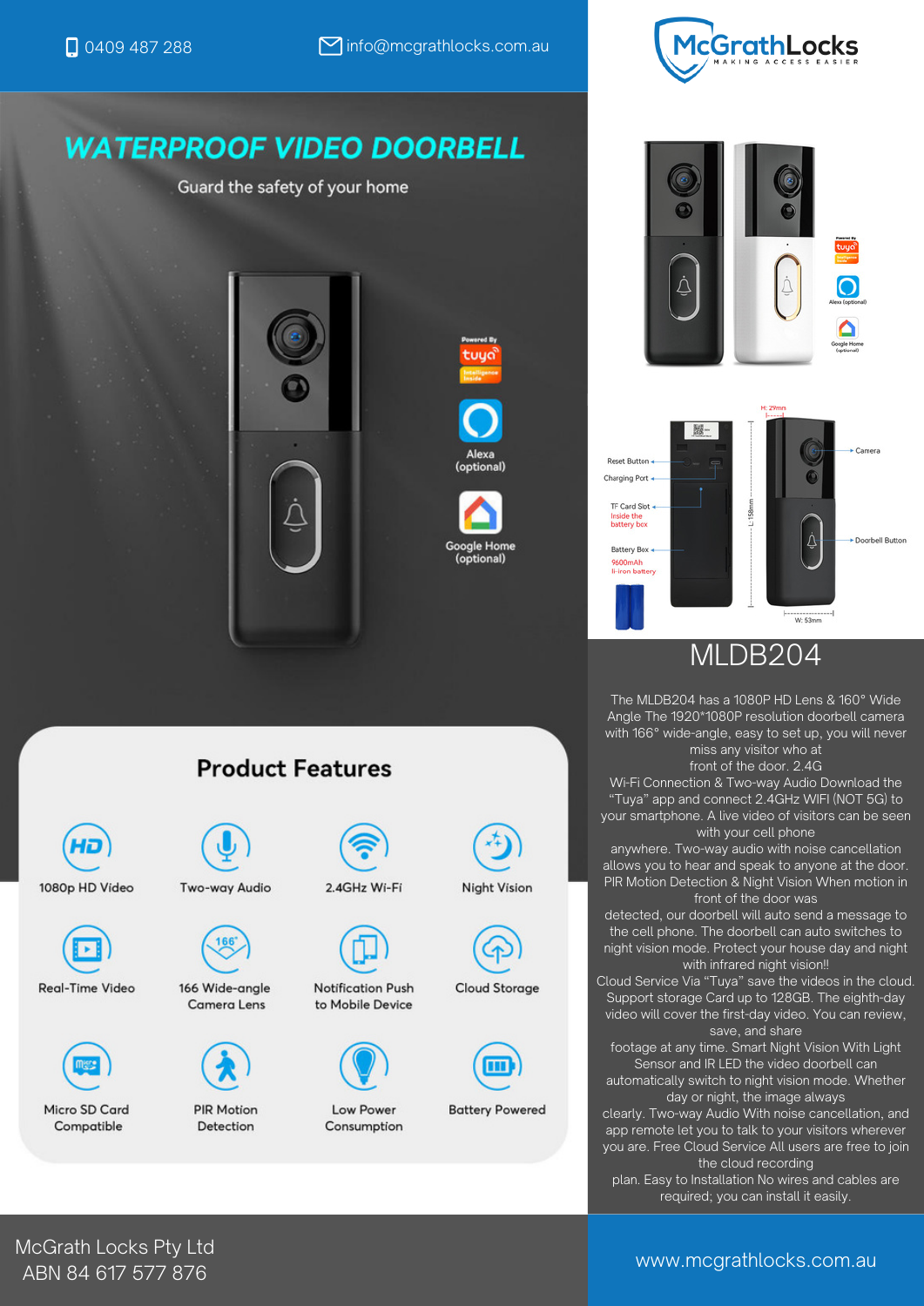0409 487 288

info@mcgrathlocks.com.au

McGrathLocks
MAKING ACCESS EASIER

# WATERPROOF VIDEO DOORBELL

Guard the safety of your home

Powered By tuya Intelligence Inside

Alexa (optional)

Google Home (optional)

## Product Features

- 1080p HD Video
- Two-way Audio
- 2.4GHz Wi-Fi
- Night Vision
- Real-Time Video
- 166 Wide-angle Camera Lens
- Notification Push to Mobile Device
- Cloud Storage
- Micro SD Card Compatible
- PIR Motion Detection
- Low Power Consumption
- Battery Powered

Reset Button

Charging Port

TF Card Slot
Inside the battery box

Battery Box
9600mAh li-iron battery

H: 29mm

L: 158mm

W: 53mm

Camera

Doorbell Button

## MLDB204

The MLDB204 has a 1080P HD Lens & 160° Wide Angle The 1920*1080P resolution doorbell camera with 166° wide-angle, easy to set up, you will never miss any visitor who at front of the door. 2.4G Wi-Fi Connection & Two-way Audio Download the "Tuya" app and connect 2.4GHz WIFI (NOT 5G) to your smartphone. A live video of visitors can be seen with your cell phone anywhere. Two-way audio with noise cancellation allows you to hear and speak to anyone at the door. PIR Motion Detection & Night Vision When motion in front of the door was detected, our doorbell will auto send a message to the cell phone. The doorbell can auto switches to night vision mode. Protect your house day and night with infrared night vision!! Cloud Service Via "Tuya" save the videos in the cloud. Support storage Card up to 128GB. The eighth-day video will cover the first-day video. You can review, save, and share footage at any time. Smart Night Vision With Light Sensor and IR LED the video doorbell can automatically switch to night vision mode. Whether day or night, the image always clearly. Two-way Audio With noise cancellation, and app remote let you to talk to your visitors wherever you are. Free Cloud Service All users are free to join the cloud recording plan. Easy to Installation No wires and cables are required; you can install it easily.

McGrath Locks Pty Ltd
ABN 84 617 577 876

www.mcgrathlocks.com.au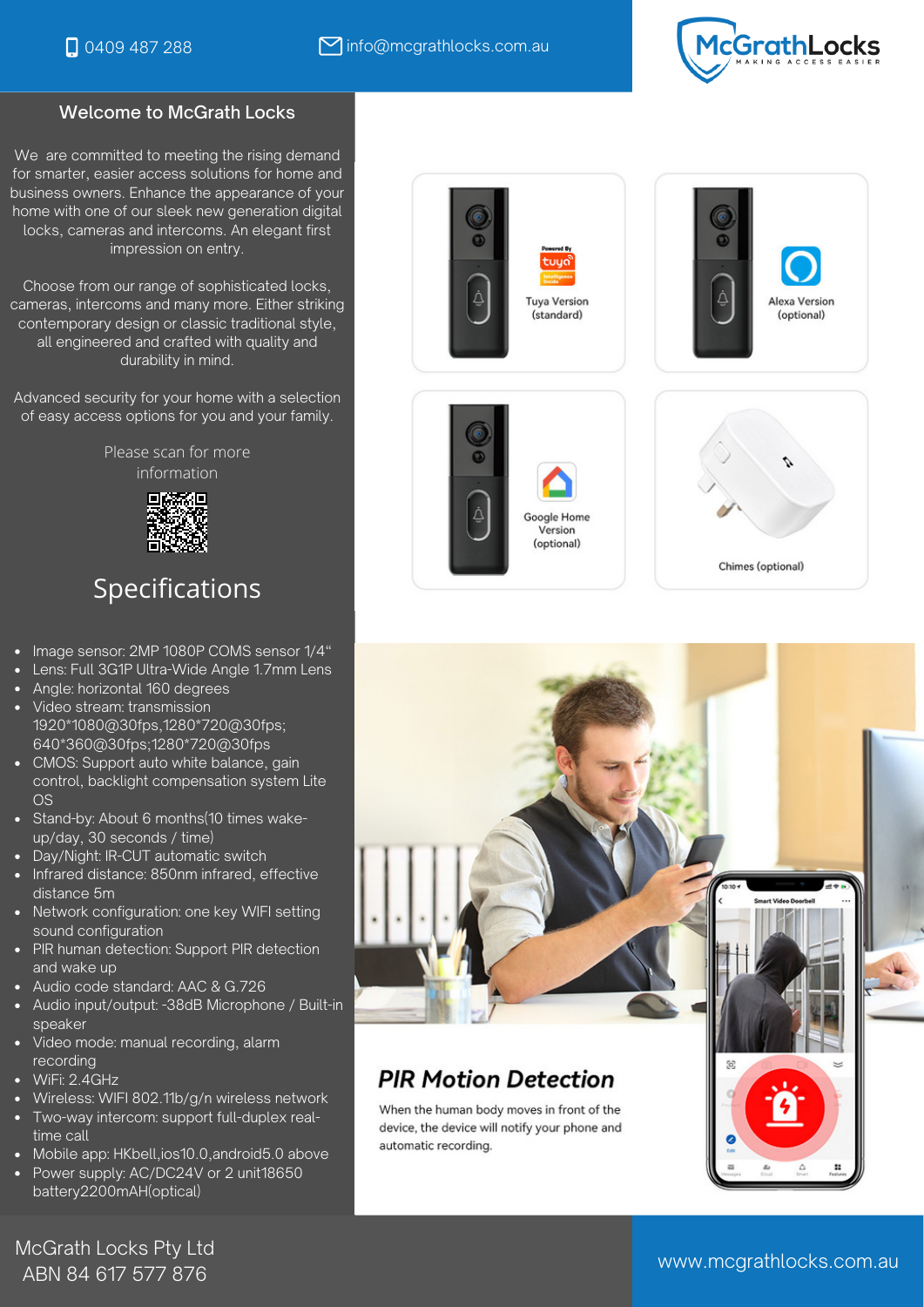0409 487 288

info@mcgrathlocks.com.au

McGrathLocks
MAKING ACCESS EASIER

## Welcome to McGrath Locks

We are committed to meeting the rising demand for smarter, easier access solutions for home and business owners. Enhance the appearance of your home with one of our sleek new generation digital locks, cameras and intercoms. An elegant first impression on entry.

Choose from our range of sophisticated locks, cameras, intercoms and many more. Either striking contemporary design or classic traditional style, all engineered and crafted with quality and durability in mind.

Advanced security for your home with a selection of easy access options for you and your family.

Please scan for more information

Tuya Version (standard)

Alexa Version (optional)

Google Home Version (optional)

Chimes (optional)

## Specifications

- Image sensor: 2MP 1080P COMS sensor 1/4“
- Lens: Full 3G1P Ultra-Wide Angle 1.7mm Lens
- Angle: horizontal 160 degrees
- Video stream: transmission 1920*1080@30fps,1280*720@30fps; 640*360@30fps;1280*720@30fps
- CMOS: Support auto white balance, gain control, backlight compensation system Lite OS
- Stand-by: About 6 months(10 times wake-up/day, 30 seconds / time)
- Day/Night: IR-CUT automatic switch
- Infrared distance: 850nm infrared, effective distance 5m
- Network configuration: one key WIFI setting sound configuration
- PIR human detection: Support PIR detection and wake up
- Audio code standard: AAC & G.726
- Audio input/output: -38dB Microphone / Built-in speaker
- Video mode: manual recording, alarm recording
- WiFi: 2.4GHz
- Wireless: WIFI 802.11b/g/n wireless network
- Two-way intercom: support full-duplex real-time call
- Mobile app: HKbell,ios10.0,android5.0 above
- Power supply: AC/DC24V or 2 unit18650 battery2200mAH(optical)

### *PIR Motion Detection*

When the human body moves in front of the device, the device will notify your phone and automatic recording.

McGrath Locks Pty Ltd
ABN 84 617 577 876

www.mcgrathlocks.com.au